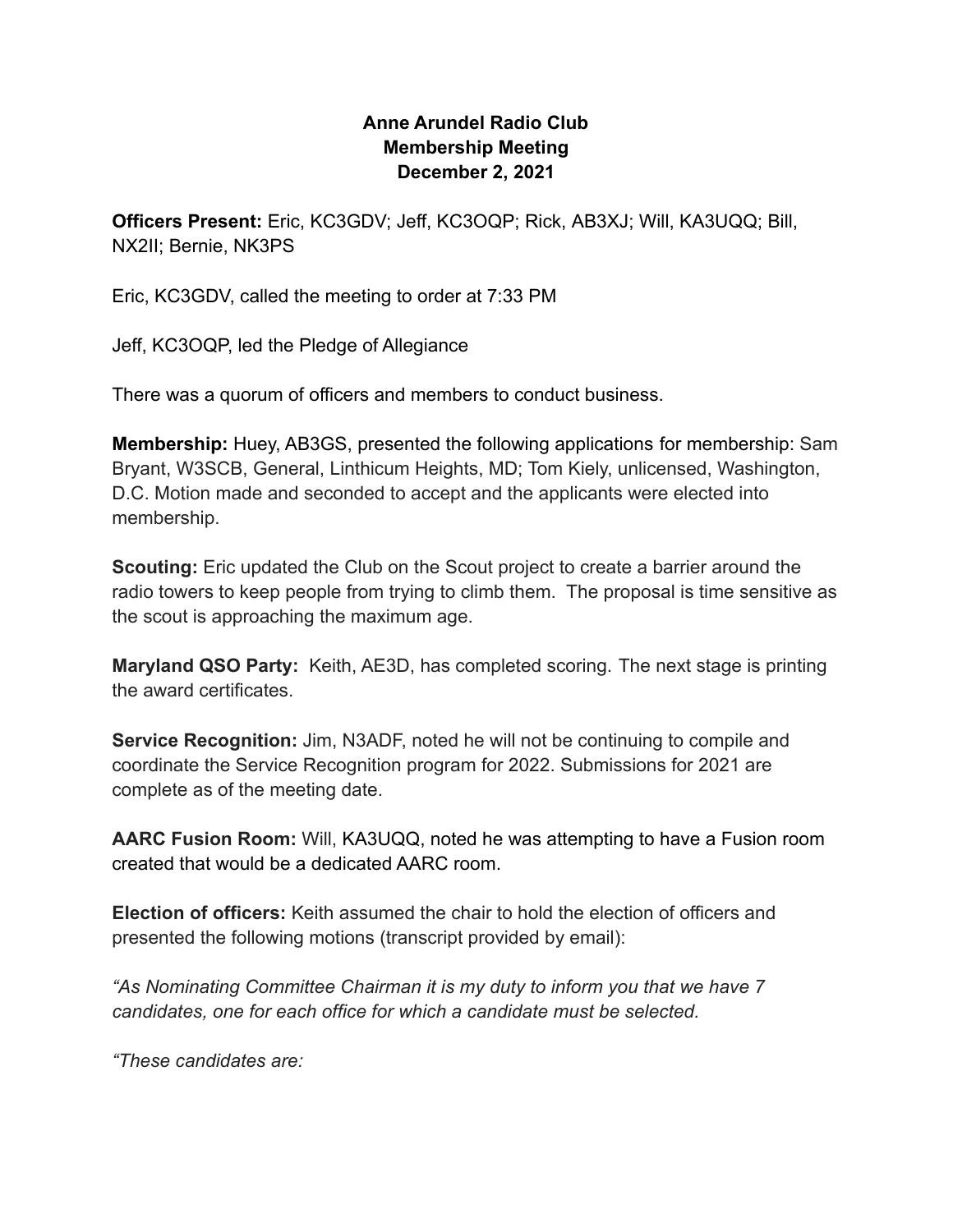# Anne Arundel Radio Club
## Membership Meeting
## December 2, 2021

**Officers Present:** Eric, KC3GDV; Jeff, KC3OQP; Rick, AB3XJ; Will, KA3UQQ; Bill, NX2II; Bernie, NK3PS

Eric, KC3GDV, called the meeting to order at 7:33 PM

Jeff, KC3OQP, led the Pledge of Allegiance

There was a quorum of officers and members to conduct business.

**Membership:** Huey, AB3GS, presented the following applications for membership: Sam Bryant, W3SCB, General, Linthicum Heights, MD; Tom Kiely, unlicensed, Washington, D.C. Motion made and seconded to accept and the applicants were elected into membership.

**Scouting:** Eric updated the Club on the Scout project to create a barrier around the radio towers to keep people from trying to climb them. The proposal is time sensitive as the scout is approaching the maximum age.

**Maryland QSO Party:** Keith, AE3D, has completed scoring. The next stage is printing the award certificates.

**Service Recognition:** Jim, N3ADF, noted he will not be continuing to compile and coordinate the Service Recognition program for 2022. Submissions for 2021 are complete as of the meeting date.

**AARC Fusion Room:** Will, KA3UQQ, noted he was attempting to have a Fusion room created that would be a dedicated AARC room.

**Election of officers:** Keith assumed the chair to hold the election of officers and presented the following motions (transcript provided by email):

*"As Nominating Committee Chairman it is my duty to inform you that we have 7 candidates, one for each office for which a candidate must be selected.*

*"These candidates are:*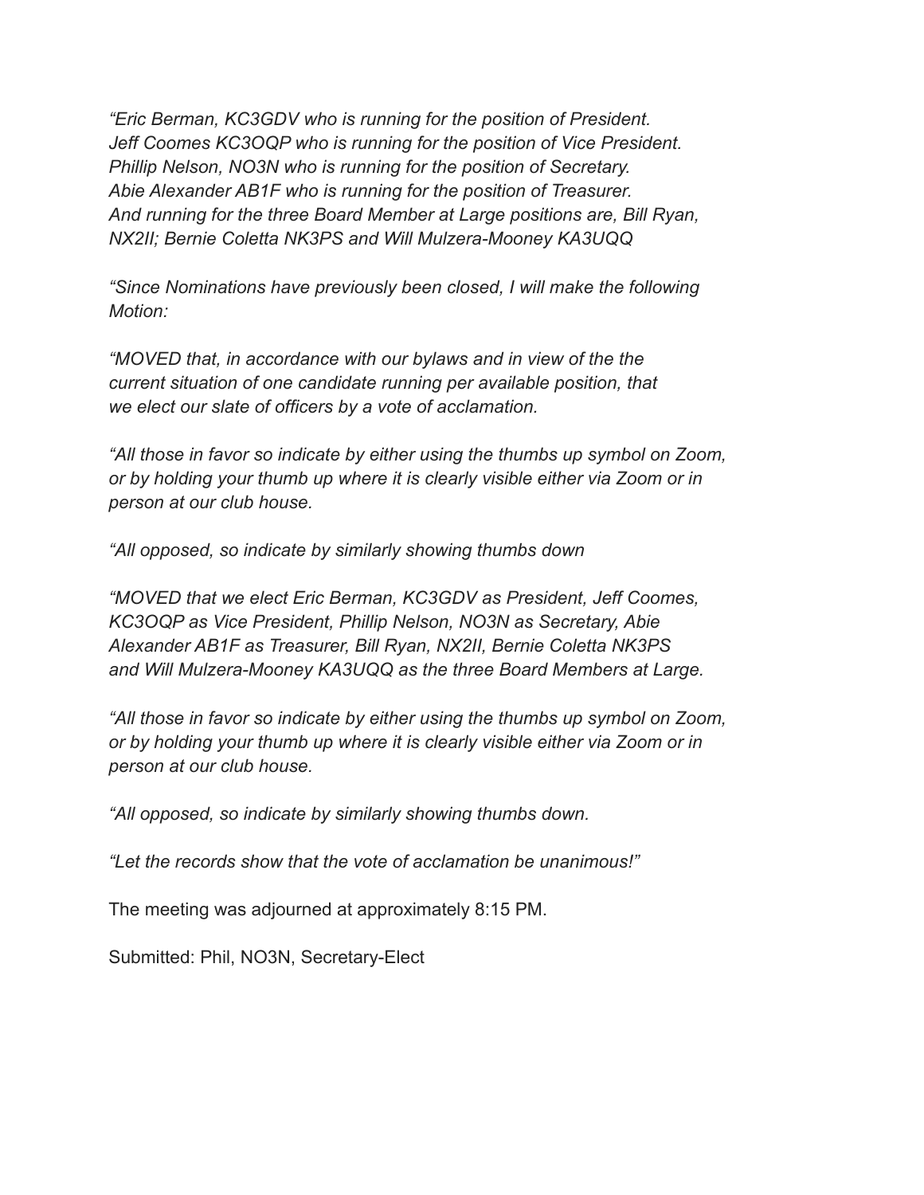*“Eric Berman, KC3GDV who is running for the position of President.*
*Jeff Coomes KC3OQP who is running for the position of Vice President.*
*Phillip Nelson, NO3N who is running for the position of Secretary.*
*Abie Alexander AB1F who is running for the position of Treasurer.*
*And running for the three Board Member at Large positions are, Bill Ryan, NX2II; Bernie Coletta NK3PS and Will Mulzera-Mooney KA3UQQ*

*“Since Nominations have previously been closed, I will make the following Motion:*

*“MOVED that, in accordance with our bylaws and in view of the the current situation of one candidate running per available position, that we elect our slate of officers by a vote of acclamation.*

*“All those in favor so indicate by either using the thumbs up symbol on Zoom, or by holding your thumb up where it is clearly visible either via Zoom or in person at our club house.*

*“All opposed, so indicate by similarly showing thumbs down*

*“MOVED that we elect Eric Berman, KC3GDV as President, Jeff Coomes, KC3OQP as Vice President, Phillip Nelson, NO3N as Secretary, Abie Alexander AB1F as Treasurer, Bill Ryan, NX2II, Bernie Coletta NK3PS and Will Mulzera-Mooney KA3UQQ as the three Board Members at Large.*

*“All those in favor so indicate by either using the thumbs up symbol on Zoom, or by holding your thumb up where it is clearly visible either via Zoom or in person at our club house.*

*“All opposed, so indicate by similarly showing thumbs down.*

*“Let the records show that the vote of acclamation be unanimous!”*

The meeting was adjourned at approximately 8:15 PM.

Submitted: Phil, NO3N, Secretary-Elect